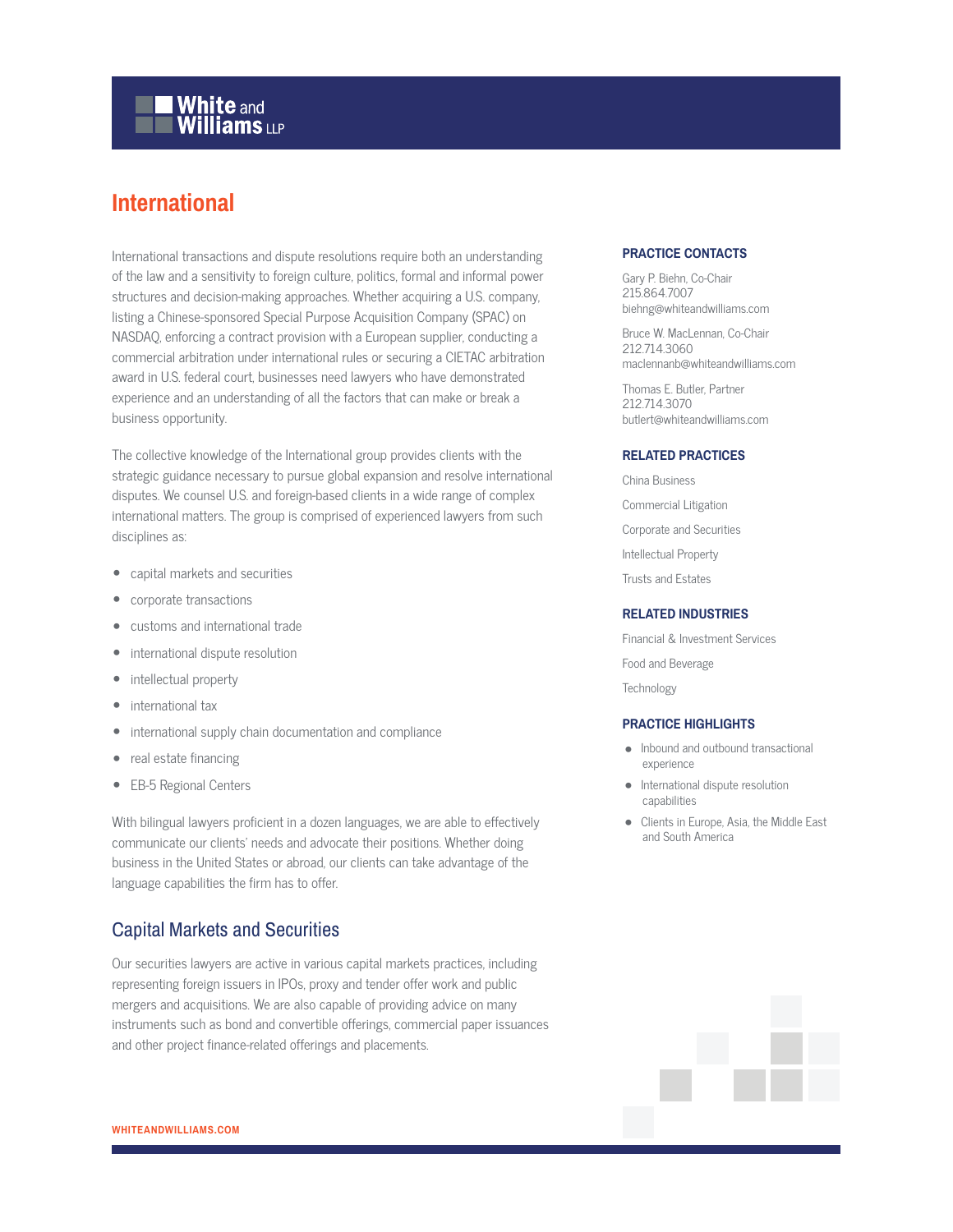White and Williams LLP

# International

International transactions and dispute resolutions require both an understanding of the law and a sensitivity to foreign culture, politics, formal and informal power structures and decision-making approaches. Whether acquiring a U.S. company, listing a Chinese-sponsored Special Purpose Acquisition Company (SPAC) on NASDAQ, enforcing a contract provision with a European supplier, conducting a commercial arbitration under international rules or securing a CIETAC arbitration award in U.S. federal court, businesses need lawyers who have demonstrated experience and an understanding of all the factors that can make or break a business opportunity.

The collective knowledge of the International group provides clients with the strategic guidance necessary to pursue global expansion and resolve international disputes. We counsel U.S. and foreign-based clients in a wide range of complex international matters. The group is comprised of experienced lawyers from such disciplines as:

- capital markets and securities
- corporate transactions
- customs and international trade
- international dispute resolution
- intellectual property
- international tax
- international supply chain documentation and compliance
- real estate financing
- EB-5 Regional Centers

With bilingual lawyers proficient in a dozen languages, we are able to effectively communicate our clients' needs and advocate their positions. Whether doing business in the United States or abroad, our clients can take advantage of the language capabilities the firm has to offer.

## Capital Markets and Securities

Our securities lawyers are active in various capital markets practices, including representing foreign issuers in IPOs, proxy and tender offer work and public mergers and acquisitions. We are also capable of providing advice on many instruments such as bond and convertible offerings, commercial paper issuances and other project finance-related offerings and placements.

### PRACTICE CONTACTS

Gary P. Biehn, Co-Chair
215.864.7007
biehng@whiteandwilliams.com

Bruce W. MacLennan, Co-Chair
212.714.3060
maclennanb@whiteandwilliams.com

Thomas E. Butler, Partner
212.714.3070
butlert@whiteandwilliams.com

### RELATED PRACTICES

China Business

Commercial Litigation

Corporate and Securities

Intellectual Property

Trusts and Estates

### RELATED INDUSTRIES

Financial & Investment Services

Food and Beverage

Technology

### PRACTICE HIGHLIGHTS

- Inbound and outbound transactional experience
- International dispute resolution capabilities
- Clients in Europe, Asia, the Middle East and South America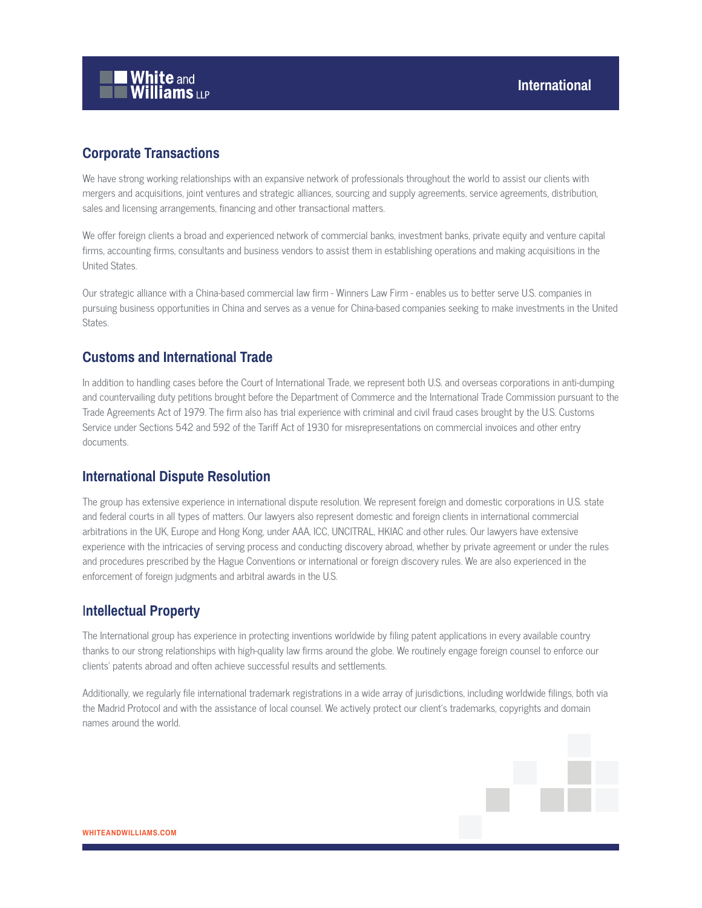## Corporate Transactions

We have strong working relationships with an expansive network of professionals throughout the world to assist our clients with mergers and acquisitions, joint ventures and strategic alliances, sourcing and supply agreements, service agreements, distribution, sales and licensing arrangements, financing and other transactional matters.

We offer foreign clients a broad and experienced network of commercial banks, investment banks, private equity and venture capital firms, accounting firms, consultants and business vendors to assist them in establishing operations and making acquisitions in the United States.

Our strategic alliance with a China-based commercial law firm - Winners Law Firm - enables us to better serve U.S. companies in pursuing business opportunities in China and serves as a venue for China-based companies seeking to make investments in the United States.

## Customs and International Trade

In addition to handling cases before the Court of International Trade, we represent both U.S. and overseas corporations in anti-dumping and countervailing duty petitions brought before the Department of Commerce and the International Trade Commission pursuant to the Trade Agreements Act of 1979. The firm also has trial experience with criminal and civil fraud cases brought by the U.S. Customs Service under Sections 542 and 592 of the Tariff Act of 1930 for misrepresentations on commercial invoices and other entry documents.

## International Dispute Resolution

The group has extensive experience in international dispute resolution. We represent foreign and domestic corporations in U.S. state and federal courts in all types of matters. Our lawyers also represent domestic and foreign clients in international commercial arbitrations in the UK, Europe and Hong Kong, under AAA, ICC, UNCITRAL, HKIAC and other rules. Our lawyers have extensive experience with the intricacies of serving process and conducting discovery abroad, whether by private agreement or under the rules and procedures prescribed by the Hague Conventions or international or foreign discovery rules. We are also experienced in the enforcement of foreign judgments and arbitral awards in the U.S.

## Intellectual Property

The International group has experience in protecting inventions worldwide by filing patent applications in every available country thanks to our strong relationships with high-quality law firms around the globe. We routinely engage foreign counsel to enforce our clients' patents abroad and often achieve successful results and settlements.

Additionally, we regularly file international trademark registrations in a wide array of jurisdictions, including worldwide filings, both via the Madrid Protocol and with the assistance of local counsel. We actively protect our client's trademarks, copyrights and domain names around the world.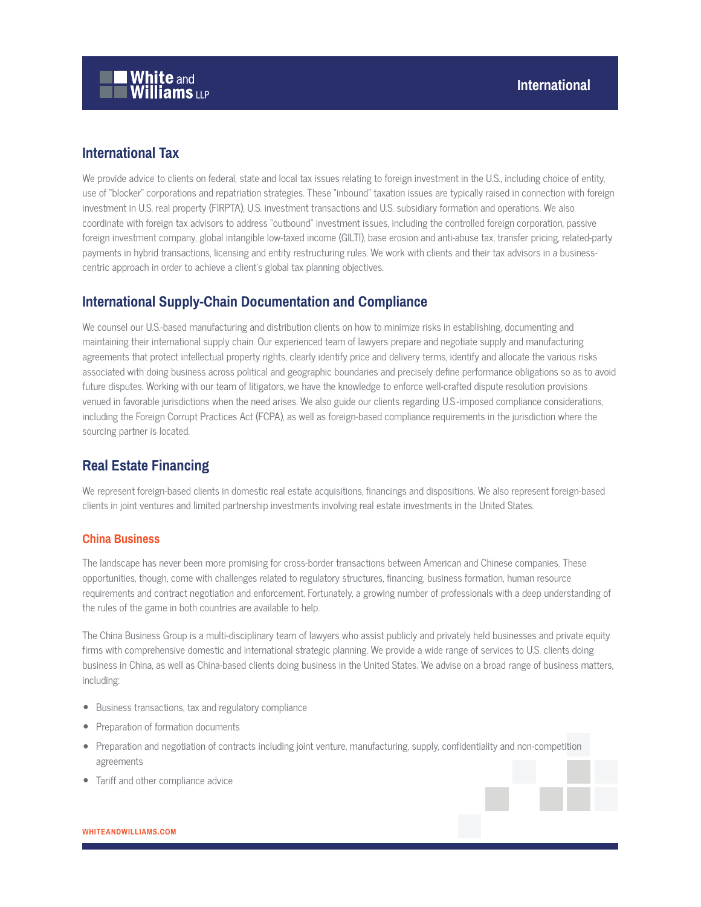## International Tax

We provide advice to clients on federal, state and local tax issues relating to foreign investment in the U.S., including choice of entity, use of "blocker" corporations and repatriation strategies. These "inbound" taxation issues are typically raised in connection with foreign investment in U.S. real property (FIRPTA), U.S. investment transactions and U.S. subsidiary formation and operations. We also coordinate with foreign tax advisors to address "outbound" investment issues, including the controlled foreign corporation, passive foreign investment company, global intangible low-taxed income (GILTI), base erosion and anti-abuse tax, transfer pricing, related-party payments in hybrid transactions, licensing and entity restructuring rules. We work with clients and their tax advisors in a business-centric approach in order to achieve a client's global tax planning objectives.

## International Supply-Chain Documentation and Compliance

We counsel our U.S.-based manufacturing and distribution clients on how to minimize risks in establishing, documenting and maintaining their international supply chain. Our experienced team of lawyers prepare and negotiate supply and manufacturing agreements that protect intellectual property rights, clearly identify price and delivery terms, identify and allocate the various risks associated with doing business across political and geographic boundaries and precisely define performance obligations so as to avoid future disputes. Working with our team of litigators, we have the knowledge to enforce well-crafted dispute resolution provisions venued in favorable jurisdictions when the need arises. We also guide our clients regarding U.S.-imposed compliance considerations, including the Foreign Corrupt Practices Act (FCPA), as well as foreign-based compliance requirements in the jurisdiction where the sourcing partner is located.

## Real Estate Financing

We represent foreign-based clients in domestic real estate acquisitions, financings and dispositions. We also represent foreign-based clients in joint ventures and limited partnership investments involving real estate investments in the United States.

### China Business

The landscape has never been more promising for cross-border transactions between American and Chinese companies. These opportunities, though, come with challenges related to regulatory structures, financing, business formation, human resource requirements and contract negotiation and enforcement. Fortunately, a growing number of professionals with a deep understanding of the rules of the game in both countries are available to help.

The China Business Group is a multi-disciplinary team of lawyers who assist publicly and privately held businesses and private equity firms with comprehensive domestic and international strategic planning. We provide a wide range of services to U.S. clients doing business in China, as well as China-based clients doing business in the United States. We advise on a broad range of business matters, including:

- Business transactions, tax and regulatory compliance
- Preparation of formation documents
- Preparation and negotiation of contracts including joint venture, manufacturing, supply, confidentiality and non-competition agreements
- Tariff and other compliance advice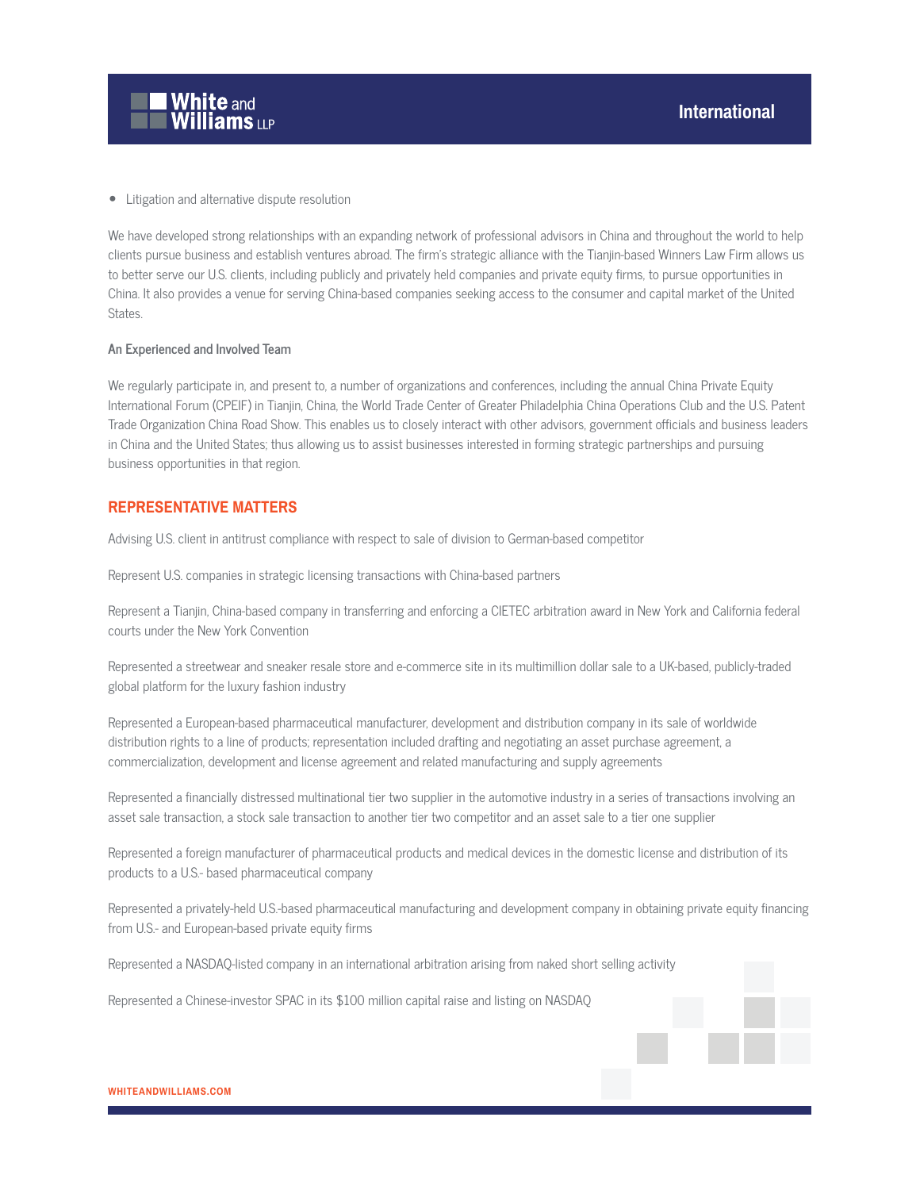- Litigation and alternative dispute resolution

We have developed strong relationships with an expanding network of professional advisors in China and throughout the world to help clients pursue business and establish ventures abroad. The firm's strategic alliance with the Tianjin-based Winners Law Firm allows us to better serve our U.S. clients, including publicly and privately held companies and private equity firms, to pursue opportunities in China. It also provides a venue for serving China-based companies seeking access to the consumer and capital market of the United States.

**An Experienced and Involved Team**

We regularly participate in, and present to, a number of organizations and conferences, including the annual China Private Equity International Forum (CPEIF) in Tianjin, China, the World Trade Center of Greater Philadelphia China Operations Club and the U.S. Patent Trade Organization China Road Show. This enables us to closely interact with other advisors, government officials and business leaders in China and the United States; thus allowing us to assist businesses interested in forming strategic partnerships and pursuing business opportunities in that region.

## REPRESENTATIVE MATTERS

Advising U.S. client in antitrust compliance with respect to sale of division to German-based competitor

Represent U.S. companies in strategic licensing transactions with China-based partners

Represent a Tianjin, China-based company in transferring and enforcing a CIETEC arbitration award in New York and California federal courts under the New York Convention

Represented a streetwear and sneaker resale store and e-commerce site in its multimillion dollar sale to a UK-based, publicly-traded global platform for the luxury fashion industry

Represented a European-based pharmaceutical manufacturer, development and distribution company in its sale of worldwide distribution rights to a line of products; representation included drafting and negotiating an asset purchase agreement, a commercialization, development and license agreement and related manufacturing and supply agreements

Represented a financially distressed multinational tier two supplier in the automotive industry in a series of transactions involving an asset sale transaction, a stock sale transaction to another tier two competitor and an asset sale to a tier one supplier

Represented a foreign manufacturer of pharmaceutical products and medical devices in the domestic license and distribution of its products to a U.S.- based pharmaceutical company

Represented a privately-held U.S.-based pharmaceutical manufacturing and development company in obtaining private equity financing from U.S.- and European-based private equity firms

Represented a NASDAQ-listed company in an international arbitration arising from naked short selling activity

Represented a Chinese-investor SPAC in its $100 million capital raise and listing on NASDAQ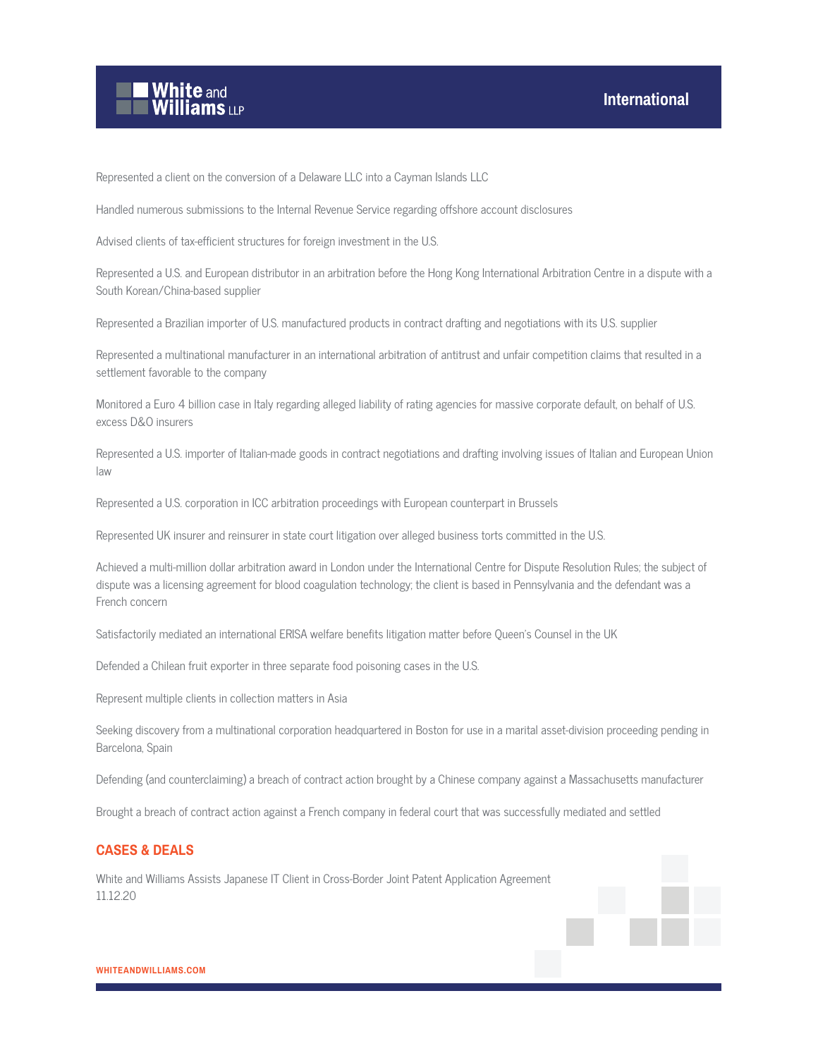Represented a client on the conversion of a Delaware LLC into a Cayman Islands LLC

Handled numerous submissions to the Internal Revenue Service regarding offshore account disclosures

Advised clients of tax-efficient structures for foreign investment in the U.S.

Represented a U.S. and European distributor in an arbitration before the Hong Kong International Arbitration Centre in a dispute with a South Korean/China-based supplier

Represented a Brazilian importer of U.S. manufactured products in contract drafting and negotiations with its U.S. supplier

Represented a multinational manufacturer in an international arbitration of antitrust and unfair competition claims that resulted in a settlement favorable to the company

Monitored a Euro 4 billion case in Italy regarding alleged liability of rating agencies for massive corporate default, on behalf of U.S. excess D&O insurers

Represented a U.S. importer of Italian-made goods in contract negotiations and drafting involving issues of Italian and European Union law

Represented a U.S. corporation in ICC arbitration proceedings with European counterpart in Brussels

Represented UK insurer and reinsurer in state court litigation over alleged business torts committed in the U.S.

Achieved a multi-million dollar arbitration award in London under the International Centre for Dispute Resolution Rules; the subject of dispute was a licensing agreement for blood coagulation technology; the client is based in Pennsylvania and the defendant was a French concern

Satisfactorily mediated an international ERISA welfare benefits litigation matter before Queen's Counsel in the UK

Defended a Chilean fruit exporter in three separate food poisoning cases in the U.S.

Represent multiple clients in collection matters in Asia

Seeking discovery from a multinational corporation headquartered in Boston for use in a marital asset-division proceeding pending in Barcelona, Spain

Defending (and counterclaiming) a breach of contract action brought by a Chinese company against a Massachusetts manufacturer

Brought a breach of contract action against a French company in federal court that was successfully mediated and settled

## CASES & DEALS

White and Williams Assists Japanese IT Client in Cross-Border Joint Patent Application Agreement
11.12.20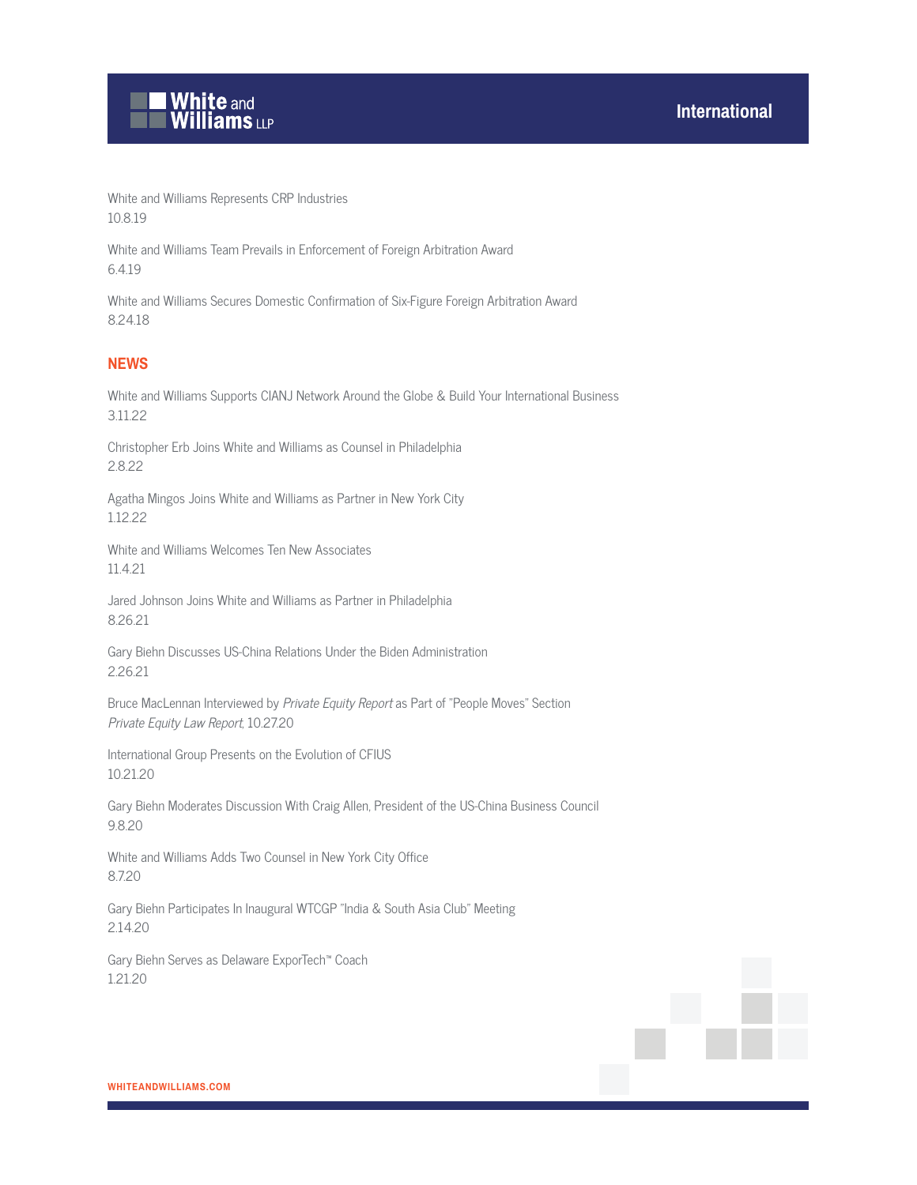White and Williams Represents CRP Industries
10.8.19

White and Williams Team Prevails in Enforcement of Foreign Arbitration Award
6.4.19

White and Williams Secures Domestic Confirmation of Six-Figure Foreign Arbitration Award
8.24.18

## NEWS

White and Williams Supports CIANJ Network Around the Globe & Build Your International Business
3.11.22

Christopher Erb Joins White and Williams as Counsel in Philadelphia
2.8.22

Agatha Mingos Joins White and Williams as Partner in New York City
1.12.22

White and Williams Welcomes Ten New Associates
11.4.21

Jared Johnson Joins White and Williams as Partner in Philadelphia
8.26.21

Gary Biehn Discusses US-China Relations Under the Biden Administration
2.26.21

Bruce MacLennan Interviewed by *Private Equity Report* as Part of "People Moves" Section
*Private Equity Law Report*, 10.27.20

International Group Presents on the Evolution of CFIUS
10.21.20

Gary Biehn Moderates Discussion With Craig Allen, President of the US-China Business Council
9.8.20

White and Williams Adds Two Counsel in New York City Office
8.7.20

Gary Biehn Participates In Inaugural WTCGP "India & South Asia Club" Meeting
2.14.20

Gary Biehn Serves as Delaware ExporTech™ Coach
1.21.20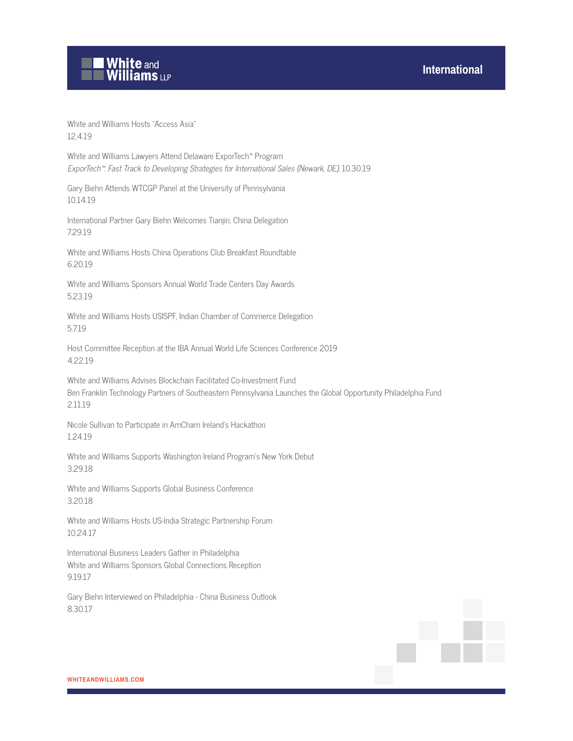White and Williams Hosts "Access Asia"
12.4.19

White and Williams Lawyers Attend Delaware ExporTech™ Program
*ExporTech™: Fast Track to Developing Strategies for International Sales (Newark, DE)*, 10.30.19

Gary Biehn Attends WTCGP Panel at the University of Pennsylvania
10.14.19

International Partner Gary Biehn Welcomes Tianjin, China Delegation
7.29.19

White and Williams Hosts China Operations Club Breakfast Roundtable
6.20.19

White and Williams Sponsors Annual World Trade Centers Day Awards
5.23.19

White and Williams Hosts USISPF, Indian Chamber of Commerce Delegation
5.7.19

Host Committee Reception at the IBA Annual World Life Sciences Conference 2019
4.22.19

White and Williams Advises Blockchain Facilitated Co-Investment Fund
Ben Franklin Technology Partners of Southeastern Pennsylvania Launches the Global Opportunity Philadelphia Fund
2.11.19

Nicole Sullivan to Participate in AmCham Ireland's Hackathon
1.24.19

White and Williams Supports Washington Ireland Program's New York Debut
3.29.18

White and Williams Supports Global Business Conference
3.20.18

White and Williams Hosts US-India Strategic Partnership Forum
10.24.17

International Business Leaders Gather in Philadelphia
White and Williams Sponsors Global Connections Reception
9.19.17

Gary Biehn Interviewed on Philadelphia - China Business Outlook
8.30.17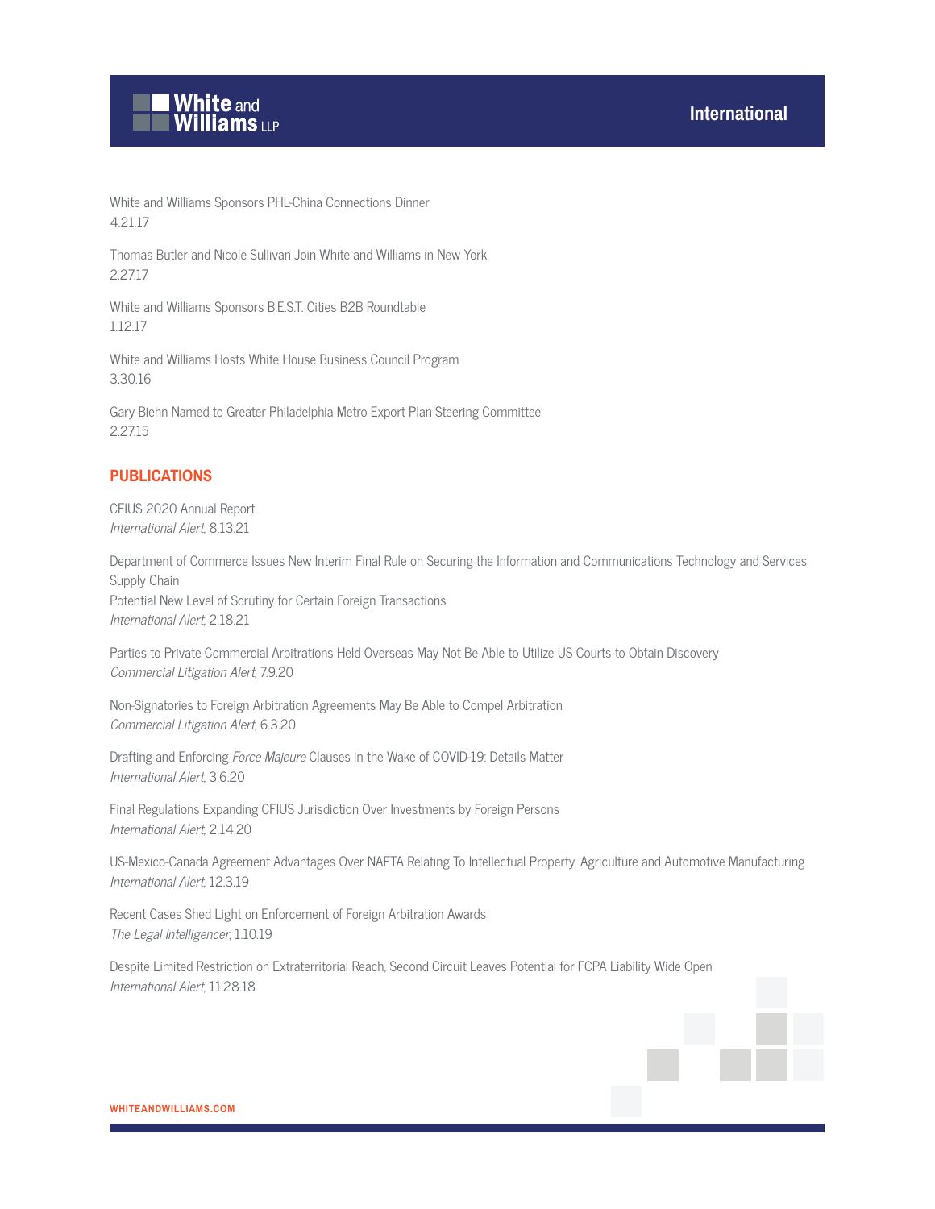White and Williams Sponsors PHL-China Connections Dinner
4.21.17

Thomas Butler and Nicole Sullivan Join White and Williams in New York
2.27.17

White and Williams Sponsors B.E.S.T. Cities B2B Roundtable
1.12.17

White and Williams Hosts White House Business Council Program
3.30.16

Gary Biehn Named to Greater Philadelphia Metro Export Plan Steering Committee
2.27.15

## PUBLICATIONS

CFIUS 2020 Annual Report
*International Alert*, 8.13.21

Department of Commerce Issues New Interim Final Rule on Securing the Information and Communications Technology and Services Supply Chain
Potential New Level of Scrutiny for Certain Foreign Transactions
*International Alert*, 2.18.21

Parties to Private Commercial Arbitrations Held Overseas May Not Be Able to Utilize US Courts to Obtain Discovery
*Commercial Litigation Alert*, 7.9.20

Non-Signatories to Foreign Arbitration Agreements May Be Able to Compel Arbitration
*Commercial Litigation Alert*, 6.3.20

Drafting and Enforcing *Force Majeure* Clauses in the Wake of COVID-19: Details Matter
*International Alert*, 3.6.20

Final Regulations Expanding CFIUS Jurisdiction Over Investments by Foreign Persons
*International Alert*, 2.14.20

US-Mexico-Canada Agreement Advantages Over NAFTA Relating To Intellectual Property, Agriculture and Automotive Manufacturing
*International Alert*, 12.3.19

Recent Cases Shed Light on Enforcement of Foreign Arbitration Awards
*The Legal Intelligencer*, 1.10.19

Despite Limited Restriction on Extraterritorial Reach, Second Circuit Leaves Potential for FCPA Liability Wide Open
*International Alert*, 11.28.18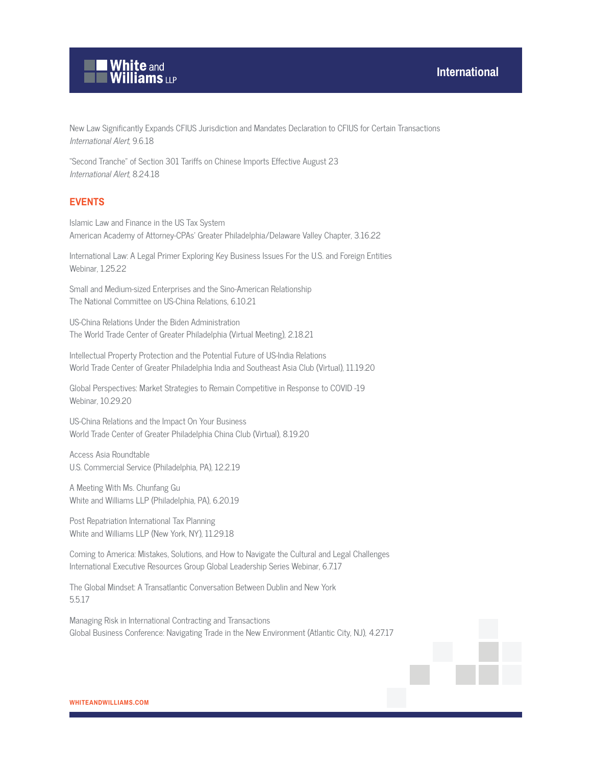New Law Significantly Expands CFIUS Jurisdiction and Mandates Declaration to CFIUS for Certain Transactions
*International Alert*, 9.6.18

"Second Tranche" of Section 301 Tariffs on Chinese Imports Effective August 23
*International Alert*, 8.24.18

## EVENTS

Islamic Law and Finance in the US Tax System
American Academy of Attorney-CPAs' Greater Philadelphia/Delaware Valley Chapter, 3.16.22

International Law: A Legal Primer Exploring Key Business Issues For the U.S. and Foreign Entities
Webinar, 1.25.22

Small and Medium-sized Enterprises and the Sino-American Relationship
The National Committee on US-China Relations, 6.10.21

US-China Relations Under the Biden Administration
The World Trade Center of Greater Philadelphia (Virtual Meeting), 2.18.21

Intellectual Property Protection and the Potential Future of US-India Relations
World Trade Center of Greater Philadelphia India and Southeast Asia Club (Virtual), 11.19.20

Global Perspectives: Market Strategies to Remain Competitive in Response to COVID -19
Webinar, 10.29.20

US-China Relations and the Impact On Your Business
World Trade Center of Greater Philadelphia China Club (Virtual), 8.19.20

Access Asia Roundtable
U.S. Commercial Service (Philadelphia, PA), 12.2.19

A Meeting With Ms. Chunfang Gu
White and Williams LLP (Philadelphia, PA), 6.20.19

Post Repatriation International Tax Planning
White and Williams LLP (New York, NY), 11.29.18

Coming to America: Mistakes, Solutions, and How to Navigate the Cultural and Legal Challenges
International Executive Resources Group Global Leadership Series Webinar, 6.7.17

The Global Mindset: A Transatlantic Conversation Between Dublin and New York
5.5.17

Managing Risk in International Contracting and Transactions
Global Business Conference: Navigating Trade in the New Environment (Atlantic City, NJ), 4.27.17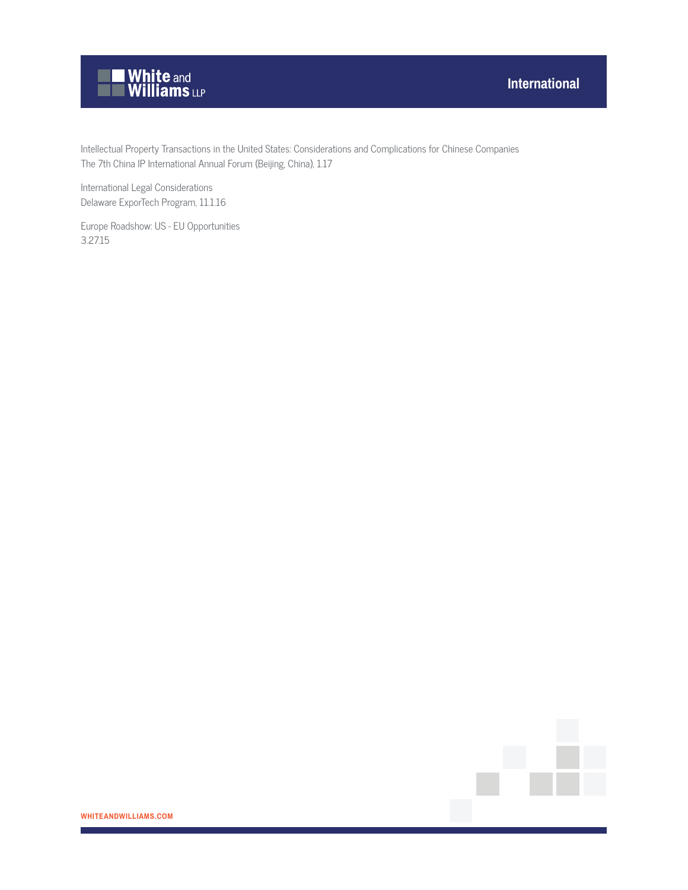Intellectual Property Transactions in the United States: Considerations and Complications for Chinese Companies
The 7th China IP International Annual Forum (Beijing, China), 1.17

International Legal Considerations
Delaware ExporTech Program, 11.1.16

Europe Roadshow: US - EU Opportunities
3.27.15